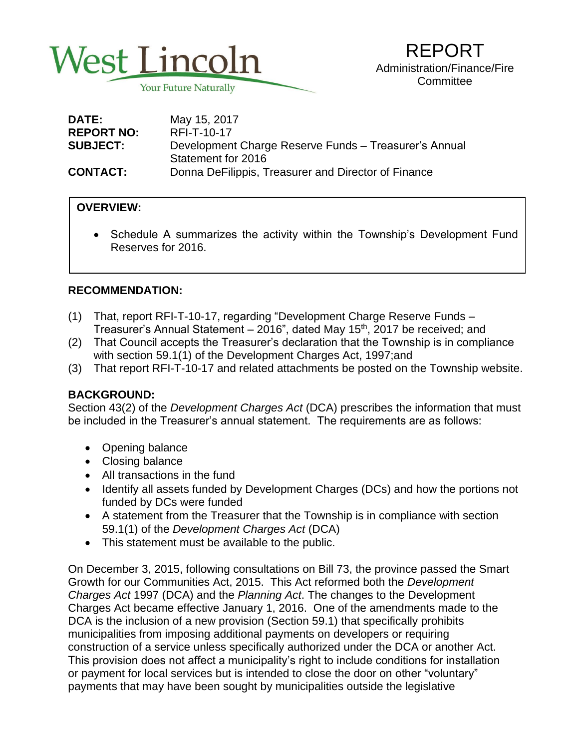West Lincoln
Your Future Naturally

# REPORT

Administration/Finance/Fire Committee

| | |
|---|---|
| **DATE:** | May 15, 2017 |
| **REPORT NO:** | RFI-T-10-17 |
| **SUBJECT:** | Development Charge Reserve Funds – Treasurer's Annual Statement for 2016 |
| **CONTACT:** | Donna DeFilippis, Treasurer and Director of Finance |

**OVERVIEW:**

- Schedule A summarizes the activity within the Township's Development Fund Reserves for 2016.

**RECOMMENDATION:**

(1) That, report RFI-T-10-17, regarding "Development Charge Reserve Funds – Treasurer's Annual Statement – 2016", dated May 15th, 2017 be received; and
(2) That Council accepts the Treasurer's declaration that the Township is in compliance with section 59.1(1) of the Development Charges Act, 1997;and
(3) That report RFI-T-10-17 and related attachments be posted on the Township website.

**BACKGROUND:**

Section 43(2) of the *Development Charges Act* (DCA) prescribes the information that must be included in the Treasurer's annual statement. The requirements are as follows:

- Opening balance
- Closing balance
- All transactions in the fund
- Identify all assets funded by Development Charges (DCs) and how the portions not funded by DCs were funded
- A statement from the Treasurer that the Township is in compliance with section 59.1(1) of the *Development Charges Act* (DCA)
- This statement must be available to the public.

On December 3, 2015, following consultations on Bill 73, the province passed the Smart Growth for our Communities Act, 2015. This Act reformed both the *Development Charges Act* 1997 (DCA) and the *Planning Act*. The changes to the Development Charges Act became effective January 1, 2016. One of the amendments made to the DCA is the inclusion of a new provision (Section 59.1) that specifically prohibits municipalities from imposing additional payments on developers or requiring construction of a service unless specifically authorized under the DCA or another Act. This provision does not affect a municipality's right to include conditions for installation or payment for local services but is intended to close the door on other "voluntary" payments that may have been sought by municipalities outside the legislative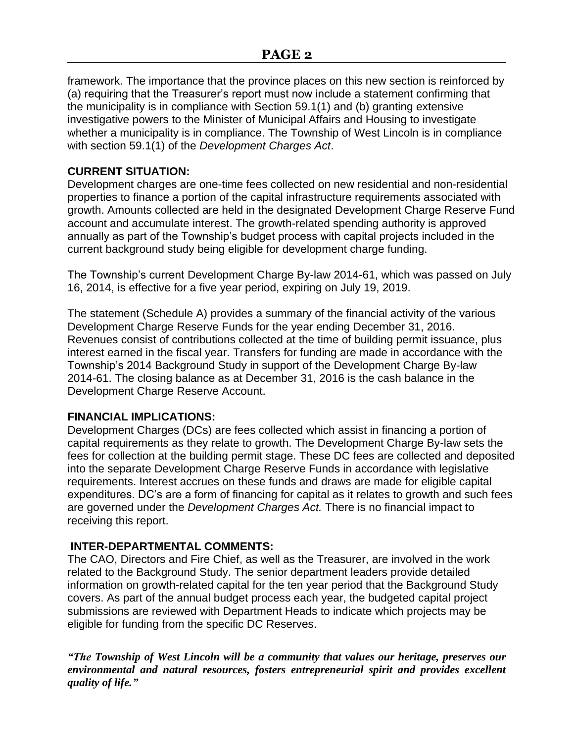framework. The importance that the province places on this new section is reinforced by (a) requiring that the Treasurer's report must now include a statement confirming that the municipality is in compliance with Section 59.1(1) and (b) granting extensive investigative powers to the Minister of Municipal Affairs and Housing to investigate whether a municipality is in compliance. The Township of West Lincoln is in compliance with section 59.1(1) of the *Development Charges Act*.

**CURRENT SITUATION:**

Development charges are one-time fees collected on new residential and non-residential properties to finance a portion of the capital infrastructure requirements associated with growth. Amounts collected are held in the designated Development Charge Reserve Fund account and accumulate interest. The growth-related spending authority is approved annually as part of the Township's budget process with capital projects included in the current background study being eligible for development charge funding.

The Township's current Development Charge By-law 2014-61, which was passed on July 16, 2014, is effective for a five year period, expiring on July 19, 2019.

The statement (Schedule A) provides a summary of the financial activity of the various Development Charge Reserve Funds for the year ending December 31, 2016. Revenues consist of contributions collected at the time of building permit issuance, plus interest earned in the fiscal year. Transfers for funding are made in accordance with the Township's 2014 Background Study in support of the Development Charge By-law 2014-61. The closing balance as at December 31, 2016 is the cash balance in the Development Charge Reserve Account.

**FINANCIAL IMPLICATIONS:**

Development Charges (DCs) are fees collected which assist in financing a portion of capital requirements as they relate to growth. The Development Charge By-law sets the fees for collection at the building permit stage. These DC fees are collected and deposited into the separate Development Charge Reserve Funds in accordance with legislative requirements. Interest accrues on these funds and draws are made for eligible capital expenditures. DC's are a form of financing for capital as it relates to growth and such fees are governed under the *Development Charges Act.* There is no financial impact to receiving this report.

**INTER-DEPARTMENTAL COMMENTS:**

The CAO, Directors and Fire Chief, as well as the Treasurer, are involved in the work related to the Background Study. The senior department leaders provide detailed information on growth-related capital for the ten year period that the Background Study covers. As part of the annual budget process each year, the budgeted capital project submissions are reviewed with Department Heads to indicate which projects may be eligible for funding from the specific DC Reserves.

***"The Township of West Lincoln will be a community that values our heritage, preserves our environmental and natural resources, fosters entrepreneurial spirit and provides excellent quality of life."***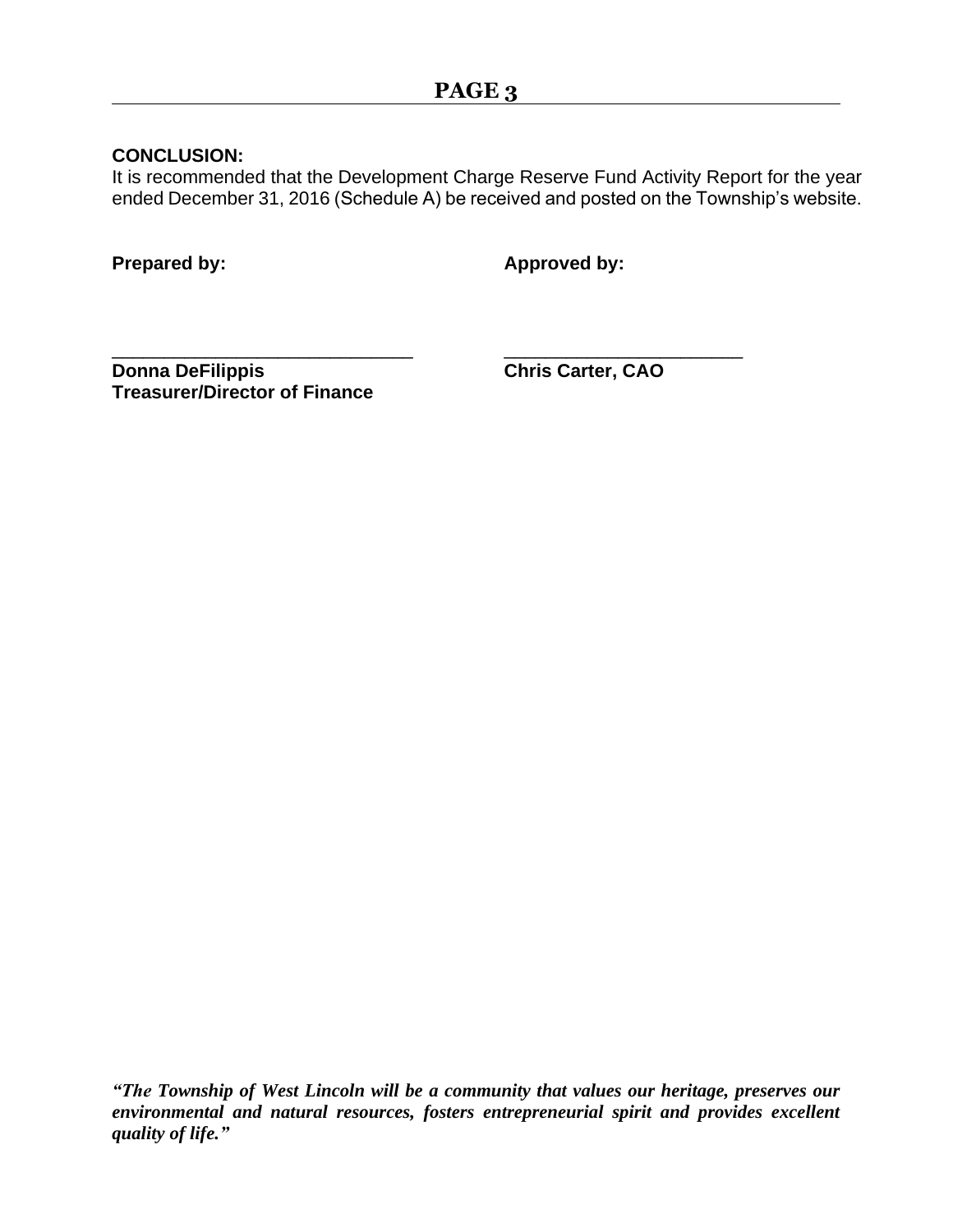**CONCLUSION:**
It is recommended that the Development Charge Reserve Fund Activity Report for the year ended December 31, 2016 (Schedule A) be received and posted on the Township's website.

**Prepared by:**

______________________________

**Donna DeFilippis**
**Treasurer/Director of Finance**

**Approved by:**

________________________

**Chris Carter, CAO**

***"The Township of West Lincoln will be a community that values our heritage, preserves our environmental and natural resources, fosters entrepreneurial spirit and provides excellent quality of life."***